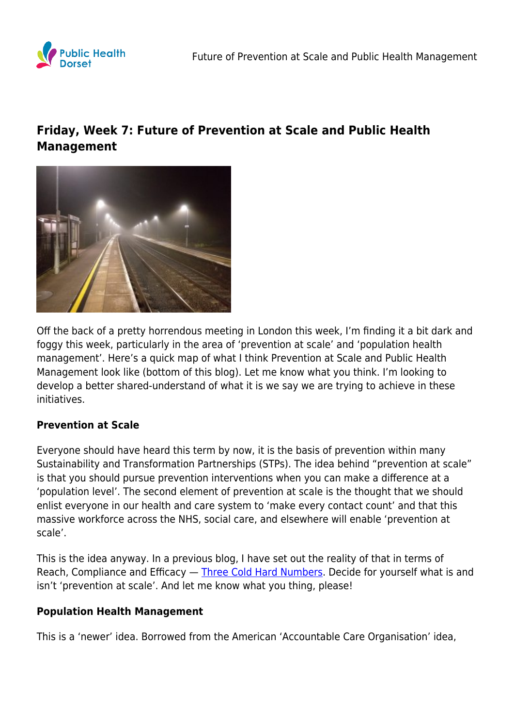# Friday, Week 7: Future of Prevention at Scale and Public Health Management

Off the back of a pretty horrendous meeting in London this week, I'm finding it a bit dark and foggy this week, particularly in the area of 'prevention at scale' and 'population health management'. Here's a quick map of what I think Prevention at Scale and Public Health Management look like (bottom of this blog). Let me know what you think. I'm looking to develop a better shared-understand of what it is we say we are trying to achieve in these initiatives.

**Prevention at Scale**

Everyone should have heard this term by now, it is the basis of prevention within many Sustainability and Transformation Partnerships (STPs). The idea behind "prevention at scale" is that you should pursue prevention interventions when you can make a difference at a 'population level'. The second element of prevention at scale is the thought that we should enlist everyone in our health and care system to 'make every contact count' and that this massive workforce across the NHS, social care, and elsewhere will enable 'prevention at scale'.

This is the idea anyway. In a previous blog, I have set out the reality of that in terms of Reach, Compliance and Efficacy — [Three Cold Hard Numbers](). Decide for yourself what is and isn't 'prevention at scale'. And let me know what you thing, please!

**Population Health Management**

This is a 'newer' idea. Borrowed from the American 'Accountable Care Organisation' idea,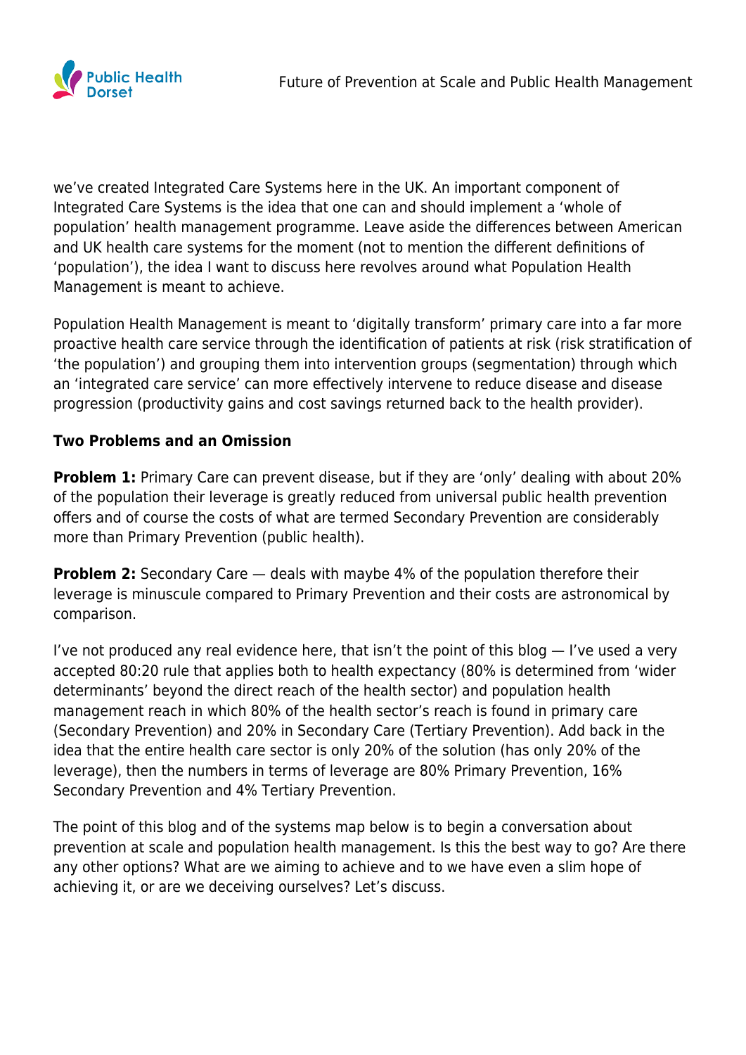we've created Integrated Care Systems here in the UK. An important component of Integrated Care Systems is the idea that one can and should implement a 'whole of population' health management programme. Leave aside the differences between American and UK health care systems for the moment (not to mention the different definitions of 'population'), the idea I want to discuss here revolves around what Population Health Management is meant to achieve.

Population Health Management is meant to 'digitally transform' primary care into a far more proactive health care service through the identification of patients at risk (risk stratification of 'the population') and grouping them into intervention groups (segmentation) through which an 'integrated care service' can more effectively intervene to reduce disease and disease progression (productivity gains and cost savings returned back to the health provider).

**Two Problems and an Omission**

**Problem 1:** Primary Care can prevent disease, but if they are 'only' dealing with about 20% of the population their leverage is greatly reduced from universal public health prevention offers and of course the costs of what are termed Secondary Prevention are considerably more than Primary Prevention (public health).

**Problem 2:** Secondary Care — deals with maybe 4% of the population therefore their leverage is minuscule compared to Primary Prevention and their costs are astronomical by comparison.

I've not produced any real evidence here, that isn't the point of this blog — I've used a very accepted 80:20 rule that applies both to health expectancy (80% is determined from 'wider determinants' beyond the direct reach of the health sector) and population health management reach in which 80% of the health sector's reach is found in primary care (Secondary Prevention) and 20% in Secondary Care (Tertiary Prevention). Add back in the idea that the entire health care sector is only 20% of the solution (has only 20% of the leverage), then the numbers in terms of leverage are 80% Primary Prevention, 16% Secondary Prevention and 4% Tertiary Prevention.

The point of this blog and of the systems map below is to begin a conversation about prevention at scale and population health management. Is this the best way to go? Are there any other options? What are we aiming to achieve and to we have even a slim hope of achieving it, or are we deceiving ourselves? Let's discuss.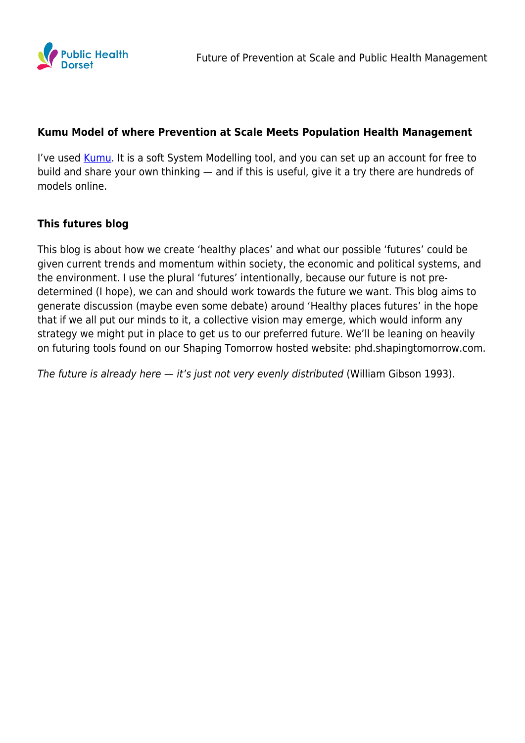**Kumu Model of where Prevention at Scale Meets Population Health Management**

I've used Kumu. It is a soft System Modelling tool, and you can set up an account for free to build and share your own thinking — and if this is useful, give it a try there are hundreds of models online.

**This futures blog**

This blog is about how we create 'healthy places' and what our possible 'futures' could be given current trends and momentum within society, the economic and political systems, and the environment. I use the plural 'futures' intentionally, because our future is not pre-determined (I hope), we can and should work towards the future we want. This blog aims to generate discussion (maybe even some debate) around 'Healthy places futures' in the hope that if we all put our minds to it, a collective vision may emerge, which would inform any strategy we might put in place to get us to our preferred future. We'll be leaning on heavily on futuring tools found on our Shaping Tomorrow hosted website: phd.shapingtomorrow.com.

*The future is already here — it's just not very evenly distributed* (William Gibson 1993).